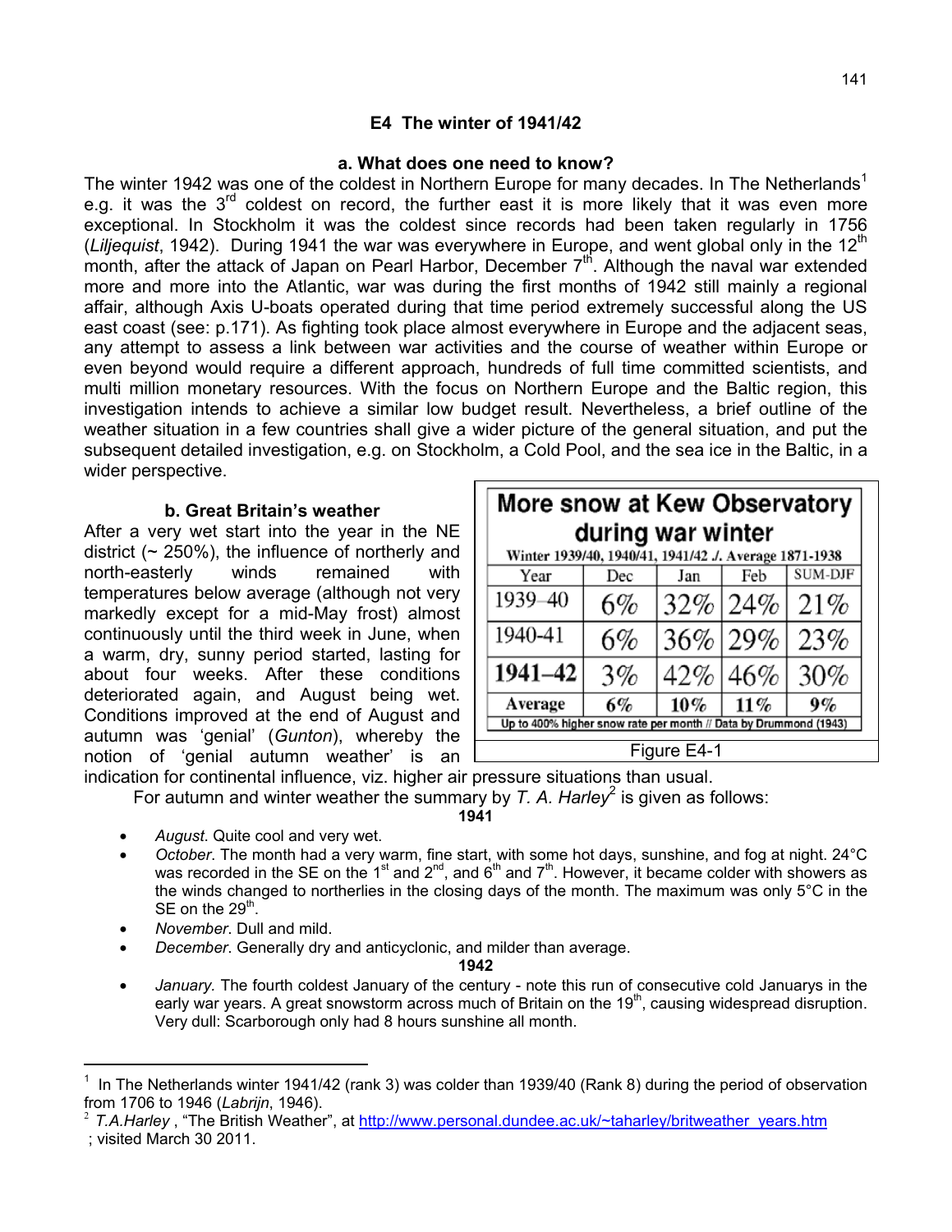## E4 The winter of 1941/42

### a. What does one need to know?

The winter 1942 was one of the coldest in Northern Europe for many decades. In The Netherlands[1] e.g. it was the 3rd coldest on record, the further east it is more likely that it was even more exceptional. In Stockholm it was the coldest since records had been taken regularly in 1756 (*Liljequist*, 1942). During 1941 the war was everywhere in Europe, and went global only in the 12th month, after the attack of Japan on Pearl Harbor, December 7th. Although the naval war extended more and more into the Atlantic, war was during the first months of 1942 still mainly a regional affair, although Axis U-boats operated during that time period extremely successful along the US east coast (see: p.171). As fighting took place almost everywhere in Europe and the adjacent seas, any attempt to assess a link between war activities and the course of weather within Europe or even beyond would require a different approach, hundreds of full time committed scientists, and multi million monetary resources. With the focus on Northern Europe and the Baltic region, this investigation intends to achieve a similar low budget result. Nevertheless, a brief outline of the weather situation in a few countries shall give a wider picture of the general situation, and put the subsequent detailed investigation, e.g. on Stockholm, a Cold Pool, and the sea ice in the Baltic, in a wider perspective.

### b. Great Britain's weather

After a very wet start into the year in the NE district (~ 250%), the influence of northerly and north-easterly winds remained with temperatures below average (although not very markedly except for a mid-May frost) almost continuously until the third week in June, when a warm, dry, sunny period started, lasting for about four weeks. After these conditions deteriorated again, and August being wet. Conditions improved at the end of August and autumn was 'genial' (*Gunton*), whereby the notion of 'genial autumn weather' is an indication for continental influence, viz. higher air pressure situations than usual.

**More snow at Kew Observatory during war winter**

Winter 1939/40, 1940/41, 1941/42 ./. Average 1871-1938

| Year | Dec | Jan | Feb | SUM-DJF |
|---|---|---|---|---|
| 1939–40 | 6% | 32% | 24% | 21% |
| 1940-41 | 6% | 36% | 29% | 23% |
| **1941–42** | 3% | 42% | 46% | 30% |
| **Average** | **6%** | **10%** | **11%** | **9%** |

Up to 400% higher snow rate per month // Data by Drummond (1943)

Figure E4-1

For autumn and winter weather the summary by *T. A. Harley*[2] is given as follows:

**1941**

- *August*. Quite cool and very wet.
- *October*. The month had a very warm, fine start, with some hot days, sunshine, and fog at night. 24°C was recorded in the SE on the 1st and 2nd, and 6th and 7th. However, it became colder with showers as the winds changed to northerlies in the closing days of the month. The maximum was only 5°C in the SE on the 29th.
- *November*. Dull and mild.
- *December*. Generally dry and anticyclonic, and milder than average.

**1942**

- *January*. The fourth coldest January of the century - note this run of consecutive cold Januarys in the early war years. A great snowstorm across much of Britain on the 19th, causing widespread disruption. Very dull: Scarborough only had 8 hours sunshine all month.

---

[1] In The Netherlands winter 1941/42 (rank 3) was colder than 1939/40 (Rank 8) during the period of observation from 1706 to 1946 (*Labrijn*, 1946).

[2] *T.A.Harley* , "The British Weather", at http://www.personal.dundee.ac.uk/~taharley/britweather_years.htm ; visited March 30 2011.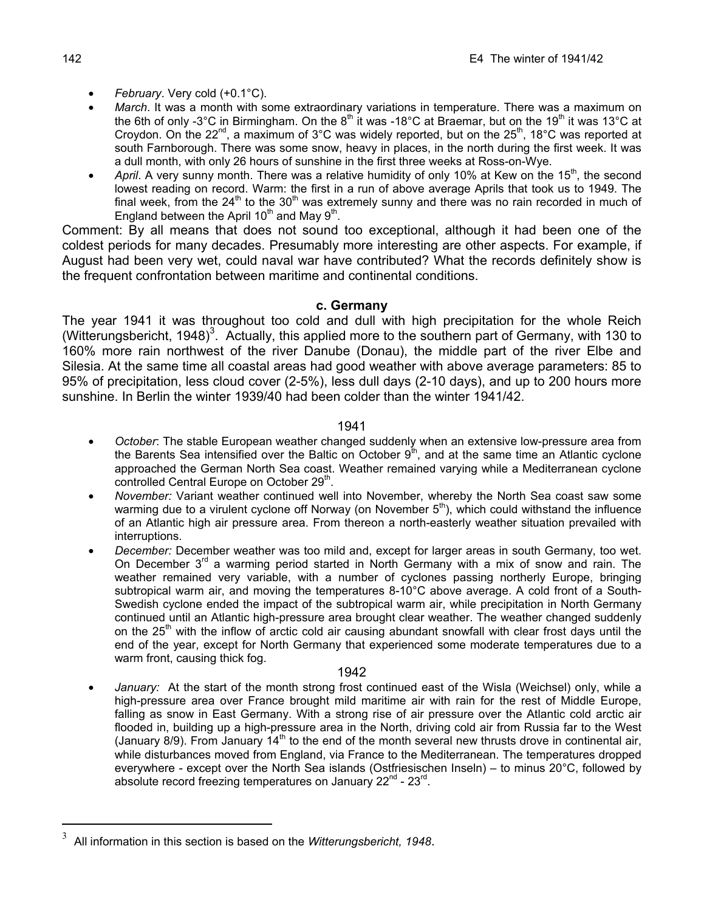- *February*. Very cold (+0.1°C).
- *March*. It was a month with some extraordinary variations in temperature. There was a maximum on the 6th of only -3°C in Birmingham. On the 8th it was -18°C at Braemar, but on the 19th it was 13°C at Croydon. On the 22nd, a maximum of 3°C was widely reported, but on the 25th, 18°C was reported at south Farnborough. There was some snow, heavy in places, in the north during the first week. It was a dull month, with only 26 hours of sunshine in the first three weeks at Ross-on-Wye.
- *April*. A very sunny month. There was a relative humidity of only 10% at Kew on the 15th, the second lowest reading on record. Warm: the first in a run of above average Aprils that took us to 1949. The final week, from the 24th to the 30th was extremely sunny and there was no rain recorded in much of England between the April 10th and May 9th.

Comment: By all means that does not sound too exceptional, although it had been one of the coldest periods for many decades. Presumably more interesting are other aspects. For example, if August had been very wet, could naval war have contributed? What the records definitely show is the frequent confrontation between maritime and continental conditions.

### c. Germany

The year 1941 it was throughout too cold and dull with high precipitation for the whole Reich (Witterungsbericht, 1948)[3]. Actually, this applied more to the southern part of Germany, with 130 to 160% more rain northwest of the river Danube (Donau), the middle part of the river Elbe and Silesia. At the same time all coastal areas had good weather with above average parameters: 85 to 95% of precipitation, less cloud cover (2-5%), less dull days (2-10 days), and up to 200 hours more sunshine. In Berlin the winter 1939/40 had been colder than the winter 1941/42.

1941

- *October*: The stable European weather changed suddenly when an extensive low-pressure area from the Barents Sea intensified over the Baltic on October 9th, and at the same time an Atlantic cyclone approached the German North Sea coast. Weather remained varying while a Mediterranean cyclone controlled Central Europe on October 29th.
- *November:* Variant weather continued well into November, whereby the North Sea coast saw some warming due to a virulent cyclone off Norway (on November 5th), which could withstand the influence of an Atlantic high air pressure area. From thereon a north-easterly weather situation prevailed with interruptions.
- *December:* December weather was too mild and, except for larger areas in south Germany, too wet. On December 3rd a warming period started in North Germany with a mix of snow and rain. The weather remained very variable, with a number of cyclones passing northerly Europe, bringing subtropical warm air, and moving the temperatures 8-10°C above average. A cold front of a South-Swedish cyclone ended the impact of the subtropical warm air, while precipitation in North Germany continued until an Atlantic high-pressure area brought clear weather. The weather changed suddenly on the 25th with the inflow of arctic cold air causing abundant snowfall with clear frost days until the end of the year, except for North Germany that experienced some moderate temperatures due to a warm front, causing thick fog.

1942

- *January:* At the start of the month strong frost continued east of the Wisla (Weichsel) only, while a high-pressure area over France brought mild maritime air with rain for the rest of Middle Europe, falling as snow in East Germany. With a strong rise of air pressure over the Atlantic cold arctic air flooded in, building up a high-pressure area in the North, driving cold air from Russia far to the West (January 8/9). From January 14th to the end of the month several new thrusts drove in continental air, while disturbances moved from England, via France to the Mediterranean. The temperatures dropped everywhere - except over the North Sea islands (Ostfriesischen Inseln) – to minus 20°C, followed by absolute record freezing temperatures on January 22nd - 23rd.

---

[3] All information in this section is based on the *Witterungsbericht, 1948*.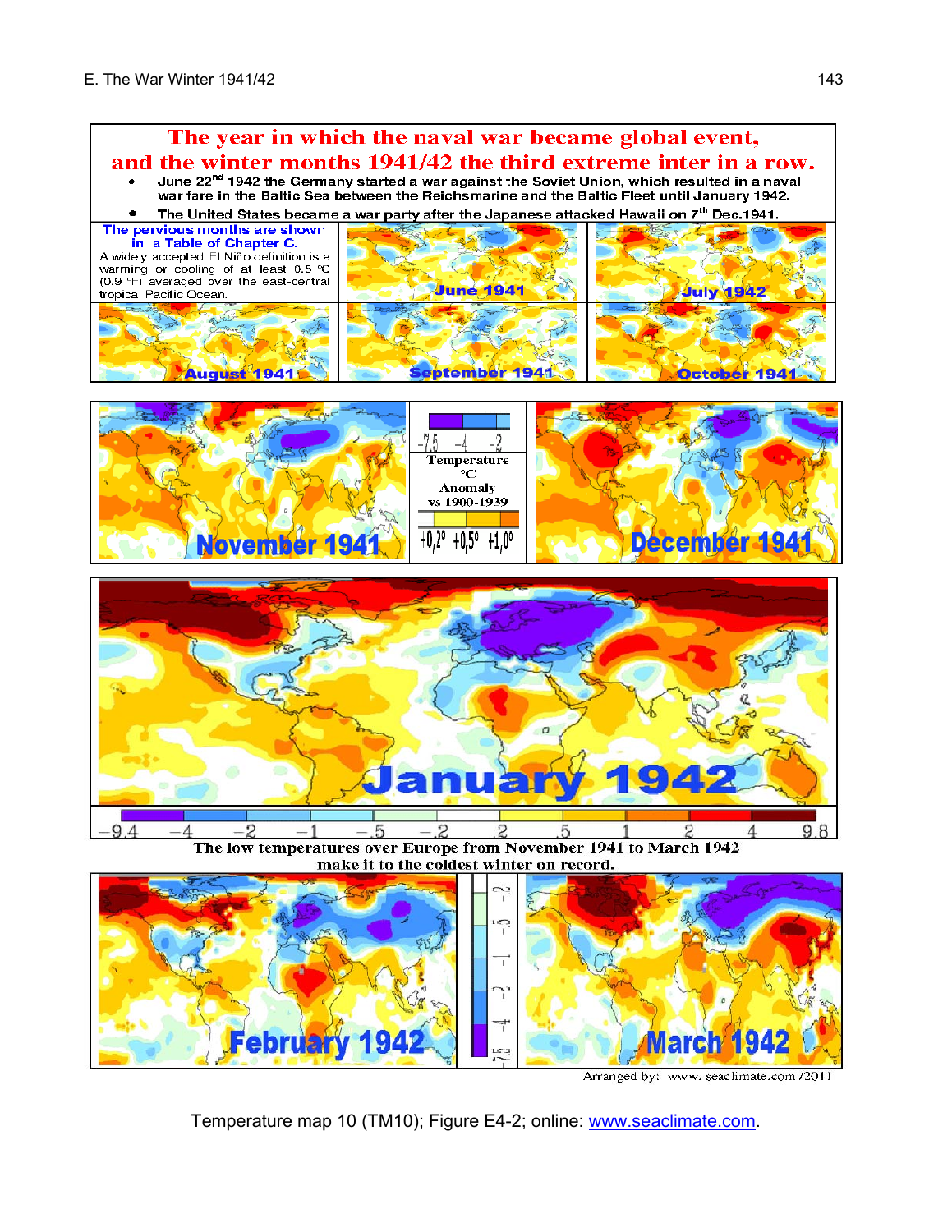The year in which the naval war became global event, and the winter months 1941/42 the third extreme inter in a row.

- June 22nd 1942 the Germany started a war against the Soviet Union, which resulted in a naval war fare in the Baltic Sea between the Reichsmarine and the Baltic Fleet until January 1942.
- The United States became a war party after the Japanese attacked Hawaii on 7th Dec.1941.

The pervious months are shown in a Table of Chapter C.

A widely accepted El Niño definition is a warming or cooling of at least 0.5 °C (0.9 °F) averaged over the east-central tropical Pacific Ocean.

June 1941 | July 1942 | August 1941 | September 1941 | October 1941

November 1941 | December 1941

Temperature °C Anomaly vs 1900-1939

-7,5 -4 -2 | +0,2° +0,5° +1,0°

January 1942

-9.4 -4 -2 -1 -.5 -.2 .2 .5 1 2 4 9.8

The low temperatures over Europe from November 1941 to March 1942 make it to the coldest winter on record.

February 1942 | March 1942

Arranged by: www.seaclimate.com /2011

Temperature map 10 (TM10); Figure E4-2; online: [www.seaclimate.com](www.seaclimate.com).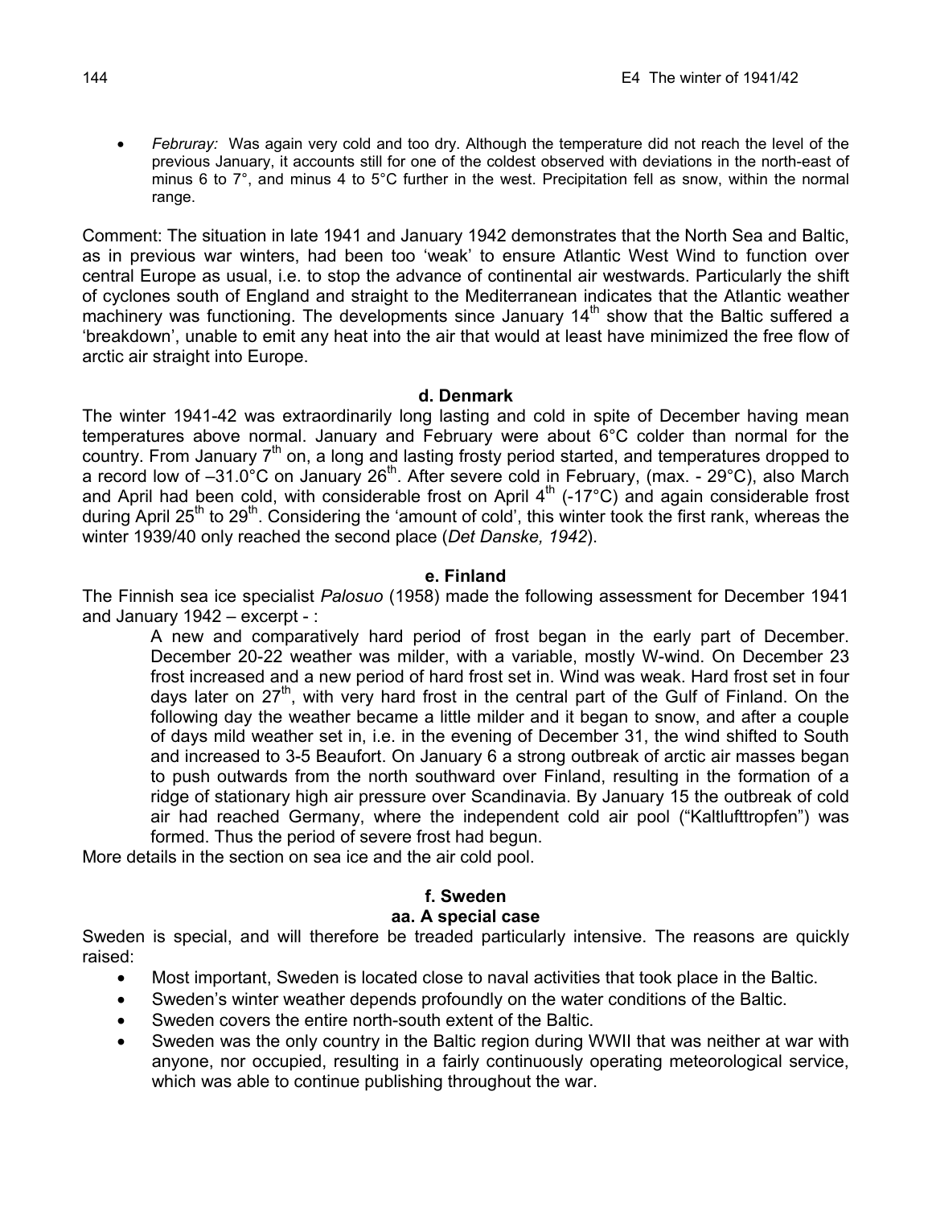- *Februray:* Was again very cold and too dry. Although the temperature did not reach the level of the previous January, it accounts still for one of the coldest observed with deviations in the north-east of minus 6 to 7°, and minus 4 to 5°C further in the west. Precipitation fell as snow, within the normal range.

Comment: The situation in late 1941 and January 1942 demonstrates that the North Sea and Baltic, as in previous war winters, had been too 'weak' to ensure Atlantic West Wind to function over central Europe as usual, i.e. to stop the advance of continental air westwards. Particularly the shift of cyclones south of England and straight to the Mediterranean indicates that the Atlantic weather machinery was functioning. The developments since January 14th show that the Baltic suffered a 'breakdown', unable to emit any heat into the air that would at least have minimized the free flow of arctic air straight into Europe.

### d. Denmark

The winter 1941-42 was extraordinarily long lasting and cold in spite of December having mean temperatures above normal. January and February were about 6°C colder than normal for the country. From January 7th on, a long and lasting frosty period started, and temperatures dropped to a record low of –31.0°C on January 26th. After severe cold in February, (max. - 29°C), also March and April had been cold, with considerable frost on April 4th (-17°C) and again considerable frost during April 25th to 29th. Considering the 'amount of cold', this winter took the first rank, whereas the winter 1939/40 only reached the second place (*Det Danske, 1942*).

### e. Finland

The Finnish sea ice specialist *Palosuo* (1958) made the following assessment for December 1941 and January 1942 – excerpt - :

> A new and comparatively hard period of frost began in the early part of December. December 20-22 weather was milder, with a variable, mostly W-wind. On December 23 frost increased and a new period of hard frost set in. Wind was weak. Hard frost set in four days later on 27th, with very hard frost in the central part of the Gulf of Finland. On the following day the weather became a little milder and it began to snow, and after a couple of days mild weather set in, i.e. in the evening of December 31, the wind shifted to South and increased to 3-5 Beaufort. On January 6 a strong outbreak of arctic air masses began to push outwards from the north southward over Finland, resulting in the formation of a ridge of stationary high air pressure over Scandinavia. By January 15 the outbreak of cold air had reached Germany, where the independent cold air pool ("Kaltlufttropfen") was formed. Thus the period of severe frost had begun.

More details in the section on sea ice and the air cold pool.

### f. Sweden

#### aa. A special case

Sweden is special, and will therefore be treaded particularly intensive. The reasons are quickly raised:

- Most important, Sweden is located close to naval activities that took place in the Baltic.
- Sweden's winter weather depends profoundly on the water conditions of the Baltic.
- Sweden covers the entire north-south extent of the Baltic.
- Sweden was the only country in the Baltic region during WWII that was neither at war with anyone, nor occupied, resulting in a fairly continuously operating meteorological service, which was able to continue publishing throughout the war.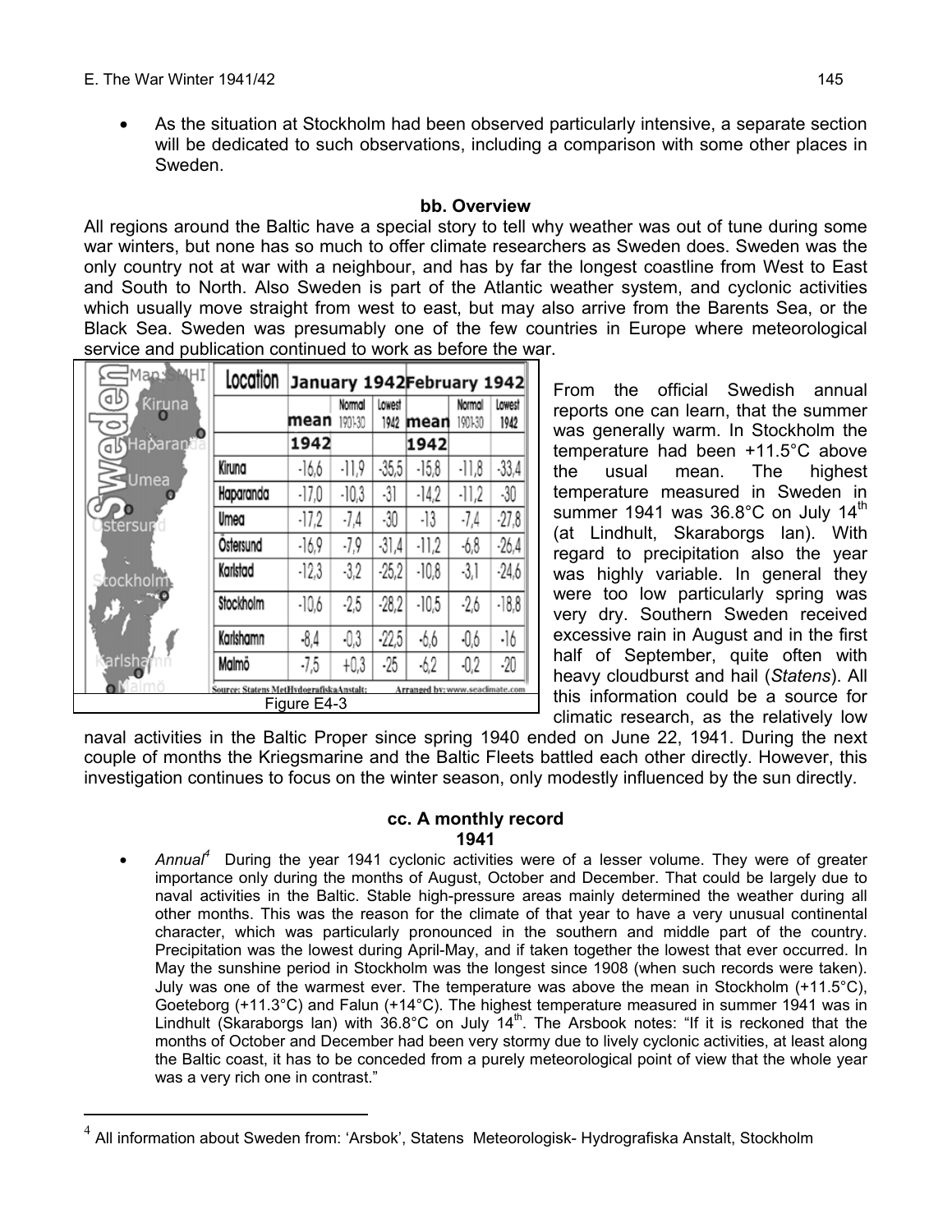- As the situation at Stockholm had been observed particularly intensive, a separate section will be dedicated to such observations, including a comparison with some other places in Sweden.

### bb. Overview

All regions around the Baltic have a special story to tell why weather was out of tune during some war winters, but none has so much to offer climate researchers as Sweden does. Sweden was the only country not at war with a neighbour, and has by far the longest coastline from West to East and South to North. Also Sweden is part of the Atlantic weather system, and cyclonic activities which usually move straight from west to east, but may also arrive from the Barents Sea, or the Black Sea. Sweden was presumably one of the few countries in Europe where meteorological service and publication continued to work as before the war.

| Location | January 1942 | | | February 1942 | | |
|---|---|---|---|---|---|---|
| | mean 1942 | Normal 1901-30 | Lowest 1942 | mean 1942 | Normal 1901-30 | Lowest 1942 |
| Kiruna | -16,6 | -11,9 | -35,5 | -15,8 | -11,8 | -33,4 |
| Haparanda | -17,0 | -10,3 | -31 | -14,2 | -11,2 | -30 |
| Umea | -17,2 | -7,4 | -30 | -13 | -7,4 | -27,8 |
| Östersund | -16,9 | -7,9 | -31,4 | -11,2 | -6,8 | -26,4 |
| Karlstad | -12,3 | -3,2 | -25,2 | -10,8 | -3,1 | -24,6 |
| Stockholm | -10,6 | -2,5 | -28,2 | -10,5 | -2,6 | -18,8 |
| Karlshamn | -8,4 | -0,3 | -22,5 | -6,6 | -0,6 | -16 |
| Malmö | -7,5 | +0,3 | -25 | -6,2 | -0,2 | -20 |

Source: Statens MetHydografiskaAnstalt; Arranged by: www.seaclimate.com

Figure E4-3

From the official Swedish annual reports one can learn, that the summer was generally warm. In Stockholm the temperature had been +11.5°C above the usual mean. The highest temperature measured in Sweden in summer 1941 was 36.8°C on July 14th (at Lindhult, Skaraborgs lan). With regard to precipitation also the year was highly variable. In general they were too low particularly spring was very dry. Southern Sweden received excessive rain in August and in the first half of September, quite often with heavy cloudburst and hail (*Statens*). All this information could be a source for climatic research, as the relatively low naval activities in the Baltic Proper since spring 1940 ended on June 22, 1941. During the next couple of months the Kriegsmarine and the Baltic Fleets battled each other directly. However, this investigation continues to focus on the winter season, only modestly influenced by the sun directly.

### cc. A monthly record

#### 1941

- *Annual*[4] During the year 1941 cyclonic activities were of a lesser volume. They were of greater importance only during the months of August, October and December. That could be largely due to naval activities in the Baltic. Stable high-pressure areas mainly determined the weather during all other months. This was the reason for the climate of that year to have a very unusual continental character, which was particularly pronounced in the southern and middle part of the country. Precipitation was the lowest during April-May, and if taken together the lowest that ever occurred. In May the sunshine period in Stockholm was the longest since 1908 (when such records were taken). July was one of the warmest ever. The temperature was above the mean in Stockholm (+11.5°C), Goeteborg (+11.3°C) and Falun (+14°C). The highest temperature measured in summer 1941 was in Lindhult (Skaraborgs lan) with 36.8°C on July 14th. The Arsbook notes: "If it is reckoned that the months of October and December had been very stormy due to lively cyclonic activities, at least along the Baltic coast, it has to be conceded from a purely meteorological point of view that the whole year was a very rich one in contrast."

---

[4] All information about Sweden from: 'Arsbok', Statens Meteorologisk- Hydrografiska Anstalt, Stockholm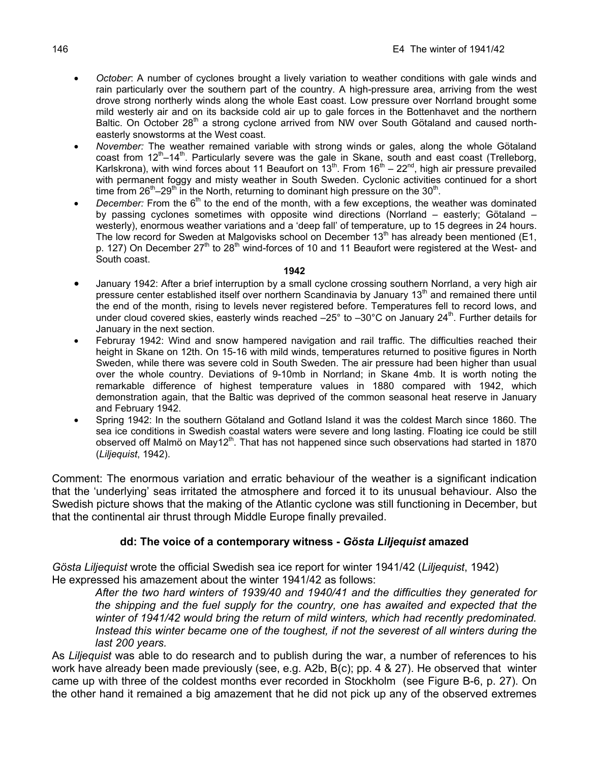- *October*: A number of cyclones brought a lively variation to weather conditions with gale winds and rain particularly over the southern part of the country. A high-pressure area, arriving from the west drove strong northerly winds along the whole East coast. Low pressure over Norrland brought some mild westerly air and on its backside cold air up to gale forces in the Bottenhavet and the northern Baltic. On October 28th a strong cyclone arrived from NW over South Götaland and caused north-easterly snowstorms at the West coast.
- *November:* The weather remained variable with strong winds or gales, along the whole Götaland coast from 12th–14th. Particularly severe was the gale in Skane, south and east coast (Trelleborg, Karlskrona), with wind forces about 11 Beaufort on 13th. From 16th – 22nd, high air pressure prevailed with permanent foggy and misty weather in South Sweden. Cyclonic activities continued for a short time from 26th–29th in the North, returning to dominant high pressure on the 30th.
- *December:* From the 6th to the end of the month, with a few exceptions, the weather was dominated by passing cyclones sometimes with opposite wind directions (Norrland – easterly; Götaland – westerly), enormous weather variations and a 'deep fall' of temperature, up to 15 degrees in 24 hours. The low record for Sweden at Malgovisks school on December 13th has already been mentioned (E1, p. 127) On December 27th to 28th wind-forces of 10 and 11 Beaufort were registered at the West- and South coast.

**1942**

- January 1942: After a brief interruption by a small cyclone crossing southern Norrland, a very high air pressure center established itself over northern Scandinavia by January 13th and remained there until the end of the month, rising to levels never registered before. Temperatures fell to record lows, and under cloud covered skies, easterly winds reached –25° to –30°C on January 24th. Further details for January in the next section.
- Februray 1942: Wind and snow hampered navigation and rail traffic. The difficulties reached their height in Skane on 12th. On 15-16 with mild winds, temperatures returned to positive figures in North Sweden, while there was severe cold in South Sweden. The air pressure had been higher than usual over the whole country. Deviations of 9-10mb in Norrland; in Skane 4mb. It is worth noting the remarkable difference of highest temperature values in 1880 compared with 1942, which demonstration again, that the Baltic was deprived of the common seasonal heat reserve in January and February 1942.
- Spring 1942: In the southern Götaland and Gotland Island it was the coldest March since 1860. The sea ice conditions in Swedish coastal waters were severe and long lasting. Floating ice could be still observed off Malmö on May12th. That has not happened since such observations had started in 1870 (*Liljequist*, 1942).

Comment: The enormous variation and erratic behaviour of the weather is a significant indication that the 'underlying' seas irritated the atmosphere and forced it to its unusual behaviour. Also the Swedish picture shows that the making of the Atlantic cyclone was still functioning in December, but that the continental air thrust through Middle Europe finally prevailed.

### dd: The voice of a contemporary witness - *Gösta Liljequist* amazed

*Gösta Liljequist* wrote the official Swedish sea ice report for winter 1941/42 (*Liljequist*, 1942) He expressed his amazement about the winter 1941/42 as follows:

> *After the two hard winters of 1939/40 and 1940/41 and the difficulties they generated for the shipping and the fuel supply for the country, one has awaited and expected that the winter of 1941/42 would bring the return of mild winters, which had recently predominated. Instead this winter became one of the toughest, if not the severest of all winters during the last 200 years.*

As *Liljequist* was able to do research and to publish during the war, a number of references to his work have already been made previously (see, e.g. A2b, B(c); pp. 4 & 27). He observed that winter came up with three of the coldest months ever recorded in Stockholm (see Figure B-6, p. 27). On the other hand it remained a big amazement that he did not pick up any of the observed extremes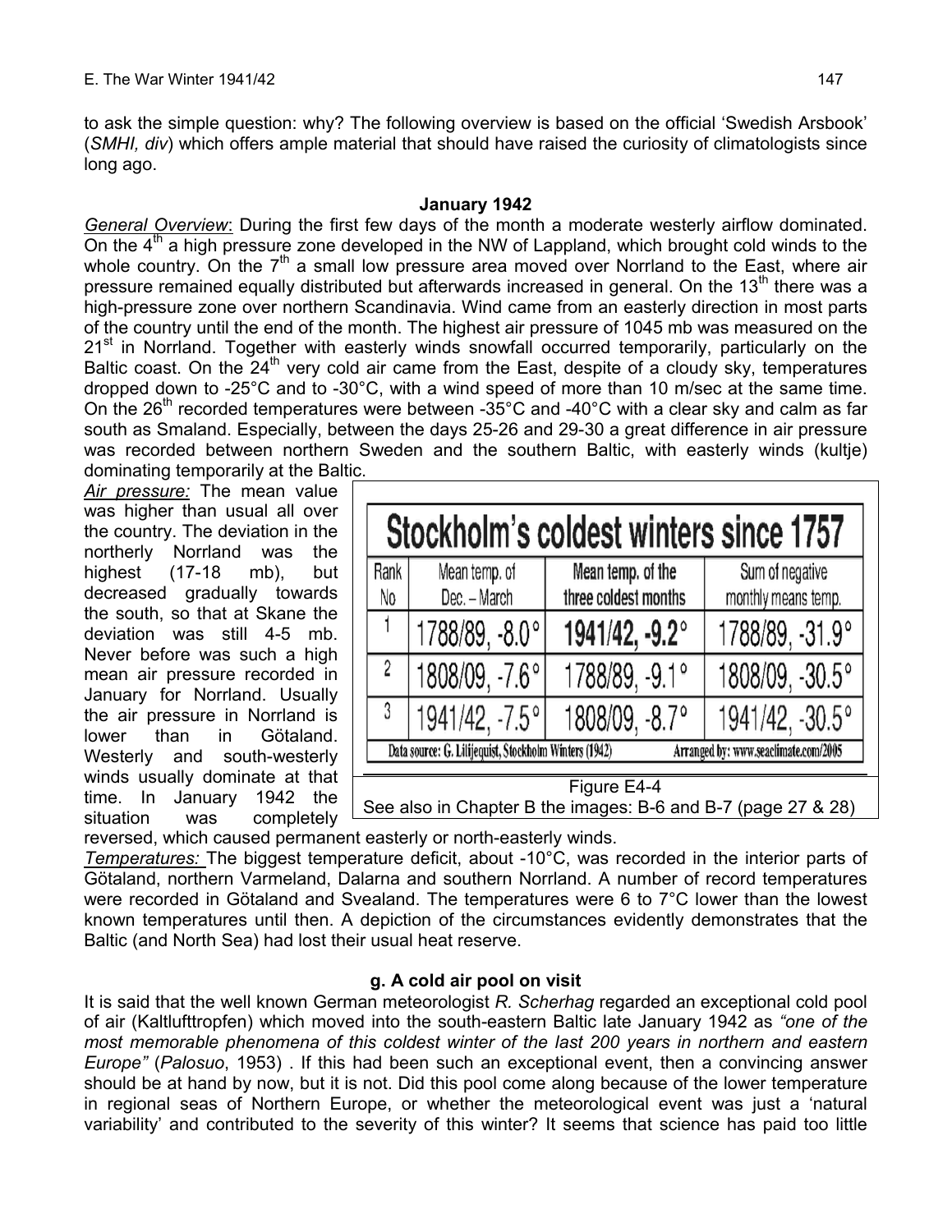to ask the simple question: why? The following overview is based on the official 'Swedish Arsbook' (*SMHI, div*) which offers ample material that should have raised the curiosity of climatologists since long ago.

**January 1942**

*General Overview*: During the first few days of the month a moderate westerly airflow dominated. On the 4th a high pressure zone developed in the NW of Lappland, which brought cold winds to the whole country. On the 7th a small low pressure area moved over Norrland to the East, where air pressure remained equally distributed but afterwards increased in general. On the 13th there was a high-pressure zone over northern Scandinavia. Wind came from an easterly direction in most parts of the country until the end of the month. The highest air pressure of 1045 mb was measured on the 21st in Norrland. Together with easterly winds snowfall occurred temporarily, particularly on the Baltic coast. On the 24th very cold air came from the East, despite of a cloudy sky, temperatures dropped down to -25°C and to -30°C, with a wind speed of more than 10 m/sec at the same time. On the 26th recorded temperatures were between -35°C and -40°C with a clear sky and calm as far south as Smaland. Especially, between the days 25-26 and 29-30 a great difference in air pressure was recorded between northern Sweden and the southern Baltic, with easterly winds (kultje) dominating temporarily at the Baltic.

*Air pressure:* The mean value was higher than usual all over the country. The deviation in the northerly Norrland was the highest (17-18 mb), but decreased gradually towards the south, so that at Skane the deviation was still 4-5 mb. Never before was such a high mean air pressure recorded in January for Norrland. Usually the air pressure in Norrland is lower than in Götaland. Westerly and south-westerly winds usually dominate at that time. In January 1942 the situation was completely reversed, which caused permanent easterly or north-easterly winds.

**Stockholm's coldest winters since 1757**

| Rank No | Mean temp. of Dec. – March | Mean temp. of the three coldest months | Sum of negative monthly means temp. |
|---|---|---|---|
| 1 | 1788/89, -8.0° | **1941/42, -9.2°** | 1788/89, -31.9° |
| 2 | 1808/09, -7.6° | 1788/89, -9.1° | 1808/09, -30.5° |
| 3 | 1941/42, -7.5° | 1808/09, -8.7° | 1941/42, -30.5° |

Data source: G. Liljequist, Stockholm Winters (1942) Arranged by: www.seaclimate.com/2005

Figure E4-4
See also in Chapter B the images: B-6 and B-7 (page 27 & 28)

*Temperatures:* The biggest temperature deficit, about -10°C, was recorded in the interior parts of Götaland, northern Varmeland, Dalarna and southern Norrland. A number of record temperatures were recorded in Götaland and Svealand. The temperatures were 6 to 7°C lower than the lowest known temperatures until then. A depiction of the circumstances evidently demonstrates that the Baltic (and North Sea) had lost their usual heat reserve.

**g. A cold air pool on visit**

It is said that the well known German meteorologist *R. Scherhag* regarded an exceptional cold pool of air (Kaltlufttropfen) which moved into the south-eastern Baltic late January 1942 as *"one of the most memorable phenomena of this coldest winter of the last 200 years in northern and eastern Europe"* (*Palosuo*, 1953) . If this had been such an exceptional event, then a convincing answer should be at hand by now, but it is not. Did this pool come along because of the lower temperature in regional seas of Northern Europe, or whether the meteorological event was just a 'natural variability' and contributed to the severity of this winter? It seems that science has paid too little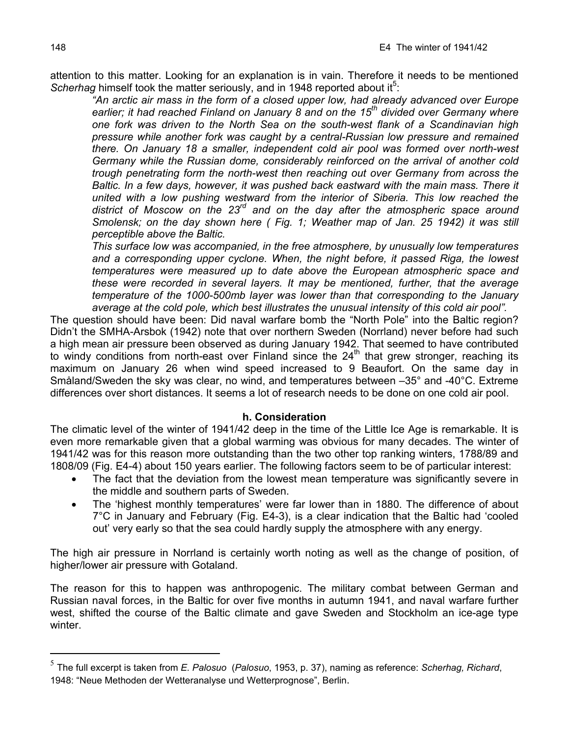attention to this matter. Looking for an explanation is in vain. Therefore it needs to be mentioned *Scherhag* himself took the matter seriously, and in 1948 reported about it[5]:

> *"An arctic air mass in the form of a closed upper low, had already advanced over Europe earlier; it had reached Finland on January 8 and on the 15th divided over Germany where one fork was driven to the North Sea on the south-west flank of a Scandinavian high pressure while another fork was caught by a central-Russian low pressure and remained there. On January 18 a smaller, independent cold air pool was formed over north-west Germany while the Russian dome, considerably reinforced on the arrival of another cold trough penetrating form the north-west then reaching out over Germany from across the Baltic. In a few days, however, it was pushed back eastward with the main mass. There it united with a low pushing westward from the interior of Siberia. This low reached the district of Moscow on the 23rd and on the day after the atmospheric space around Smolensk; on the day shown here ( Fig. 1; Weather map of Jan. 25 1942) it was still perceptible above the Baltic.*
>
> *This surface low was accompanied, in the free atmosphere, by unusually low temperatures and a corresponding upper cyclone. When, the night before, it passed Riga, the lowest temperatures were measured up to date above the European atmospheric space and these were recorded in several layers. It may be mentioned, further, that the average temperature of the 1000-500mb layer was lower than that corresponding to the January average at the cold pole, which best illustrates the unusual intensity of this cold air pool".*

The question should have been: Did naval warfare bomb the "North Pole" into the Baltic region? Didn't the SMHA-Arsbok (1942) note that over northern Sweden (Norrland) never before had such a high mean air pressure been observed as during January 1942. That seemed to have contributed to windy conditions from north-east over Finland since the 24th that grew stronger, reaching its maximum on January 26 when wind speed increased to 9 Beaufort. On the same day in Småland/Sweden the sky was clear, no wind, and temperatures between –35° and -40°C. Extreme differences over short distances. It seems a lot of research needs to be done on one cold air pool.

### h. Consideration

The climatic level of the winter of 1941/42 deep in the time of the Little Ice Age is remarkable. It is even more remarkable given that a global warming was obvious for many decades. The winter of 1941/42 was for this reason more outstanding than the two other top ranking winters, 1788/89 and 1808/09 (Fig. E4-4) about 150 years earlier. The following factors seem to be of particular interest:

- The fact that the deviation from the lowest mean temperature was significantly severe in the middle and southern parts of Sweden.
- The 'highest monthly temperatures' were far lower than in 1880. The difference of about 7°C in January and February (Fig. E4-3), is a clear indication that the Baltic had 'cooled out' very early so that the sea could hardly supply the atmosphere with any energy.

The high air pressure in Norrland is certainly worth noting as well as the change of position, of higher/lower air pressure with Gotaland.

The reason for this to happen was anthropogenic. The military combat between German and Russian naval forces, in the Baltic for over five months in autumn 1941, and naval warfare further west, shifted the course of the Baltic climate and gave Sweden and Stockholm an ice-age type winter.

---

[5] The full excerpt is taken from *E. Palosuo* (*Palosuo*, 1953, p. 37), naming as reference: *Scherhag, Richard*, 1948: "Neue Methoden der Wetteranalyse und Wetterprognose", Berlin.